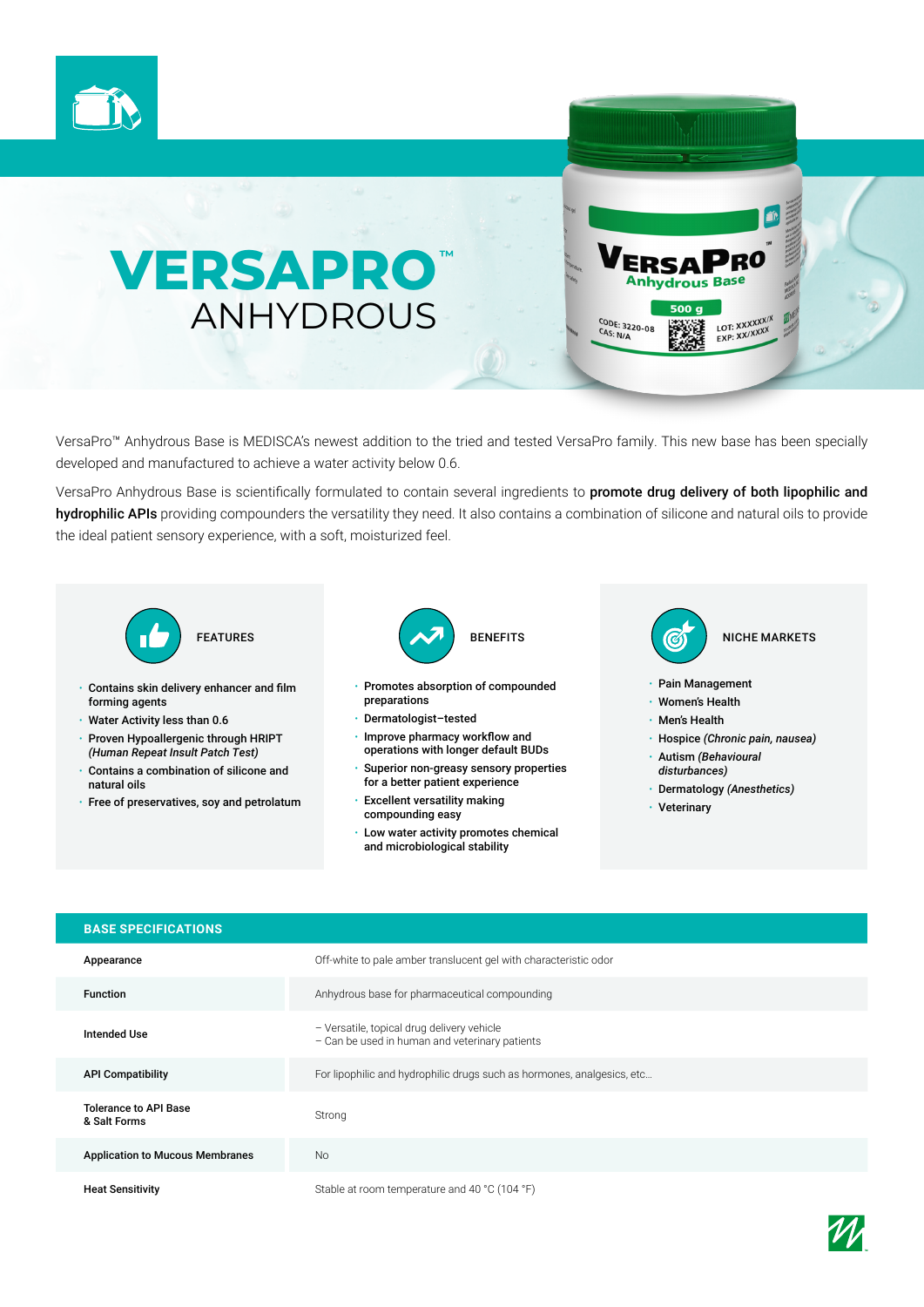# VERSAPRO™ ANHYDROUS

VersaPro™ Anhydrous Base is MEDISCA's newest addition to the tried and tested VersaPro family. This new base has been specially developed and manufactured to achieve a water activity below 0.6.

VersaPro Anhydrous Base is scientifically formulated to contain several ingredients to **promote drug delivery of both lipophilic and hydrophilic APIs** providing compounders the versatility they need. It also contains a combination of silicone and natural oils to provide the ideal patient sensory experience, with a soft, moisturized feel.

## FEATURES

- Contains skin delivery enhancer and film forming agents
- Water Activity less than 0.6
- Proven Hypoallergenic through HRIPT *(Human Repeat Insult Patch Test)*
- Contains a combination of silicone and natural oils
- Free of preservatives, soy and petrolatum

## BENEFITS

- Promotes absorption of compounded preparations
- Dermatologist–tested
- Improve pharmacy workflow and operations with longer default BUDs
- Superior non-greasy sensory properties for a better patient experience
- Excellent versatility making compounding easy
- Low water activity promotes chemical and microbiological stability

## NICHE MARKETS

- Pain Management
- Women's Health
- Men's Health
- Hospice *(Chronic pain, nausea)*
- Autism *(Behavioural disturbances)*
- Dermatology *(Anesthetics)*
- Veterinary

## BASE SPECIFICATIONS

| | |
|---|---|
| Appearance | Off-white to pale amber translucent gel with characteristic odor |
| Function | Anhydrous base for pharmaceutical compounding |
| Intended Use | – Versatile, topical drug delivery vehicle<br>– Can be used in human and veterinary patients |
| API Compatibility | For lipophilic and hydrophilic drugs such as hormones, analgesics, etc... |
| Tolerance to API Base & Salt Forms | Strong |
| Application to Mucous Membranes | No |
| Heat Sensitivity | Stable at room temperature and 40 °C (104 °F) |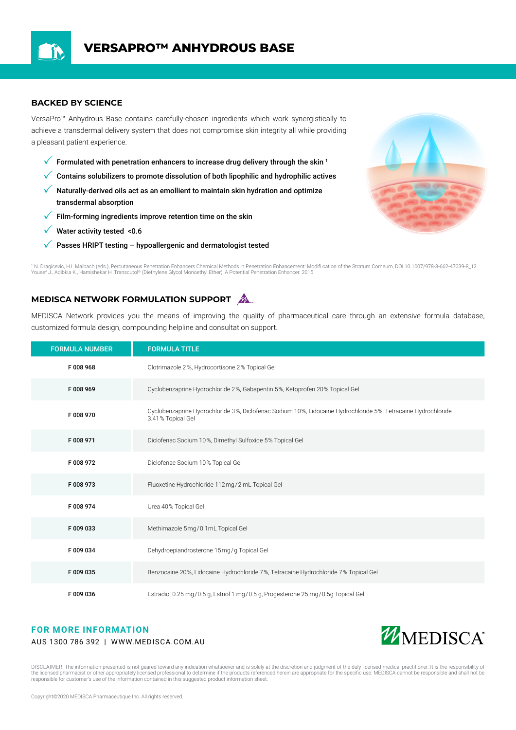# VERSAPRO™ ANHYDROUS BASE

## BACKED BY SCIENCE

VersaPro™ Anhydrous Base contains carefully-chosen ingredients which work synergistically to achieve a transdermal delivery system that does not compromise skin integrity all while providing a pleasant patient experience.

- ✓ **Formulated with penetration enhancers to increase drug delivery through the skin** [1]
- ✓ **Contains solubilizers to promote dissolution of both lipophilic and hydrophilic actives**
- ✓ **Naturally-derived oils act as an emollient to maintain skin hydration and optimize transdermal absorption**
- ✓ **Film-forming ingredients improve retention time on the skin**
- ✓ **Water activity tested <0.6**
- ✓ **Passes HRIPT testing – hypoallergenic and dermatologist tested**

[1] N. Dragicevic, H.I. Maibach (eds.), Percutaneous Penetration Enhancers Chemical Methods in Penetration Enhancement: Modifi cation of the Stratum Corneum, DOI 10.1007/978-3-662-47039-8_12
Yousef J., Adibkia K., Hamishekar H. Transcutol® (Diethylene Glycol Monoethyl Ether): A Potential Penetration Enhancer. 2015

## MEDISCA NETWORK FORMULATION SUPPORT

MEDISCA Network provides you the means of improving the quality of pharmaceutical care through an extensive formula database, customized formula design, compounding helpline and consultation support.

| FORMULA NUMBER | FORMULA TITLE |
|---|---|
| F 008 968 | Clotrimazole 2 %, Hydrocortisone 2 % Topical Gel |
| F 008 969 | Cyclobenzaprine Hydrochloride 2 %, Gabapentin 5 %, Ketoprofen 20 % Topical Gel |
| F 008 970 | Cyclobenzaprine Hydrochloride 3 %, Diclofenac Sodium 10 %, Lidocaine Hydrochloride 5 %, Tetracaine Hydrochloride 3.41 % Topical Gel |
| F 008 971 | Diclofenac Sodium 10 %, Dimethyl Sulfoxide 5 % Topical Gel |
| F 008 972 | Diclofenac Sodium 10 % Topical Gel |
| F 008 973 | Fluoxetine Hydrochloride 112 mg / 2 mL Topical Gel |
| F 008 974 | Urea 40 % Topical Gel |
| F 009 033 | Methimazole 5 mg / 0.1 mL Topical Gel |
| F 009 034 | Dehydroepiandrosterone 15 mg / g Topical Gel |
| F 009 035 | Benzocaine 20 %, Lidocaine Hydrochloride 7 %, Tetracaine Hydrochloride 7 % Topical Gel |
| F 009 036 | Estradiol 0.25 mg / 0.5 g, Estriol 1 mg / 0.5 g, Progesterone 25 mg / 0.5g Topical Gel |

## FOR MORE INFORMATION

AUS 1300 786 392 | WWW.MEDISCA.COM.AU

MEDISCA®

DISCLAIMER: The information presented is not geared toward any indication whatsoever and is solely at the discretion and judgment of the duly licensed medical practitioner. It is the responsibility of the licensed pharmacist or other appropriately licensed professional to determine if the products referenced herein are appropriate for the specific use. MEDISCA cannot be responsible and shall not be responsible for customer's use of the information contained in this suggested product information sheet.

Copyright©2020 MEDISCA Pharmaceutique Inc. All rights reserved.